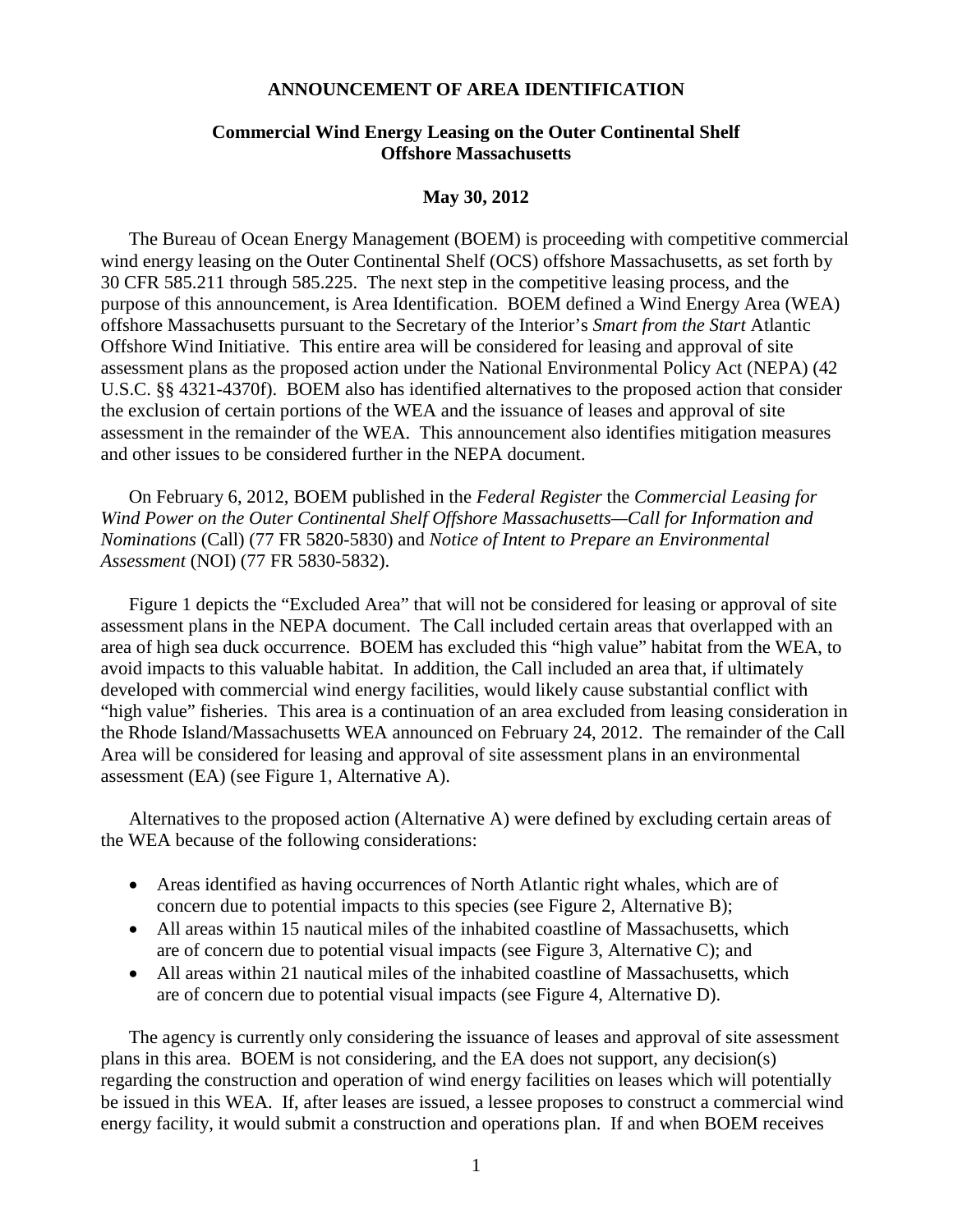# ANNOUNCEMENT OF AREA IDENTIFICATION

## Commercial Wind Energy Leasing on the Outer Continental Shelf Offshore Massachusetts

### May 30, 2012

The Bureau of Ocean Energy Management (BOEM) is proceeding with competitive commercial wind energy leasing on the Outer Continental Shelf (OCS) offshore Massachusetts, as set forth by 30 CFR 585.211 through 585.225. The next step in the competitive leasing process, and the purpose of this announcement, is Area Identification. BOEM defined a Wind Energy Area (WEA) offshore Massachusetts pursuant to the Secretary of the Interior's *Smart from the Start* Atlantic Offshore Wind Initiative. This entire area will be considered for leasing and approval of site assessment plans as the proposed action under the National Environmental Policy Act (NEPA) (42 U.S.C. §§ 4321-4370f). BOEM also has identified alternatives to the proposed action that consider the exclusion of certain portions of the WEA and the issuance of leases and approval of site assessment in the remainder of the WEA. This announcement also identifies mitigation measures and other issues to be considered further in the NEPA document.

On February 6, 2012, BOEM published in the *Federal Register* the *Commercial Leasing for Wind Power on the Outer Continental Shelf Offshore Massachusetts—Call for Information and Nominations* (Call) (77 FR 5820-5830) and *Notice of Intent to Prepare an Environmental Assessment* (NOI) (77 FR 5830-5832).

Figure 1 depicts the "Excluded Area" that will not be considered for leasing or approval of site assessment plans in the NEPA document. The Call included certain areas that overlapped with an area of high sea duck occurrence. BOEM has excluded this "high value" habitat from the WEA, to avoid impacts to this valuable habitat. In addition, the Call included an area that, if ultimately developed with commercial wind energy facilities, would likely cause substantial conflict with "high value" fisheries. This area is a continuation of an area excluded from leasing consideration in the Rhode Island/Massachusetts WEA announced on February 24, 2012. The remainder of the Call Area will be considered for leasing and approval of site assessment plans in an environmental assessment (EA) (see Figure 1, Alternative A).

Alternatives to the proposed action (Alternative A) were defined by excluding certain areas of the WEA because of the following considerations:

- Areas identified as having occurrences of North Atlantic right whales, which are of concern due to potential impacts to this species (see Figure 2, Alternative B);
- All areas within 15 nautical miles of the inhabited coastline of Massachusetts, which are of concern due to potential visual impacts (see Figure 3, Alternative C); and
- All areas within 21 nautical miles of the inhabited coastline of Massachusetts, which are of concern due to potential visual impacts (see Figure 4, Alternative D).

The agency is currently only considering the issuance of leases and approval of site assessment plans in this area. BOEM is not considering, and the EA does not support, any decision(s) regarding the construction and operation of wind energy facilities on leases which will potentially be issued in this WEA. If, after leases are issued, a lessee proposes to construct a commercial wind energy facility, it would submit a construction and operations plan. If and when BOEM receives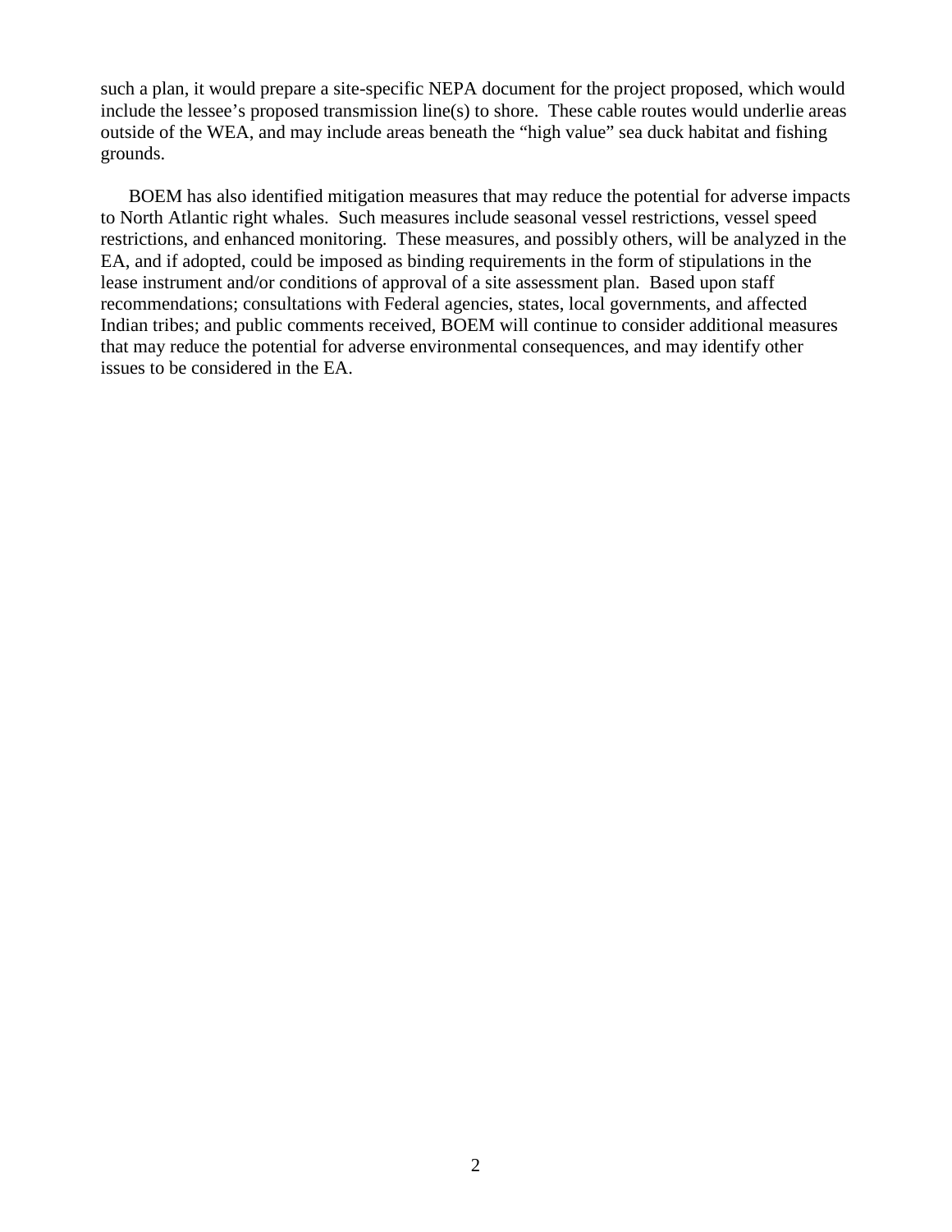such a plan, it would prepare a site-specific NEPA document for the project proposed, which would include the lessee's proposed transmission line(s) to shore. These cable routes would underlie areas outside of the WEA, and may include areas beneath the "high value" sea duck habitat and fishing grounds.

BOEM has also identified mitigation measures that may reduce the potential for adverse impacts to North Atlantic right whales. Such measures include seasonal vessel restrictions, vessel speed restrictions, and enhanced monitoring. These measures, and possibly others, will be analyzed in the EA, and if adopted, could be imposed as binding requirements in the form of stipulations in the lease instrument and/or conditions of approval of a site assessment plan. Based upon staff recommendations; consultations with Federal agencies, states, local governments, and affected Indian tribes; and public comments received, BOEM will continue to consider additional measures that may reduce the potential for adverse environmental consequences, and may identify other issues to be considered in the EA.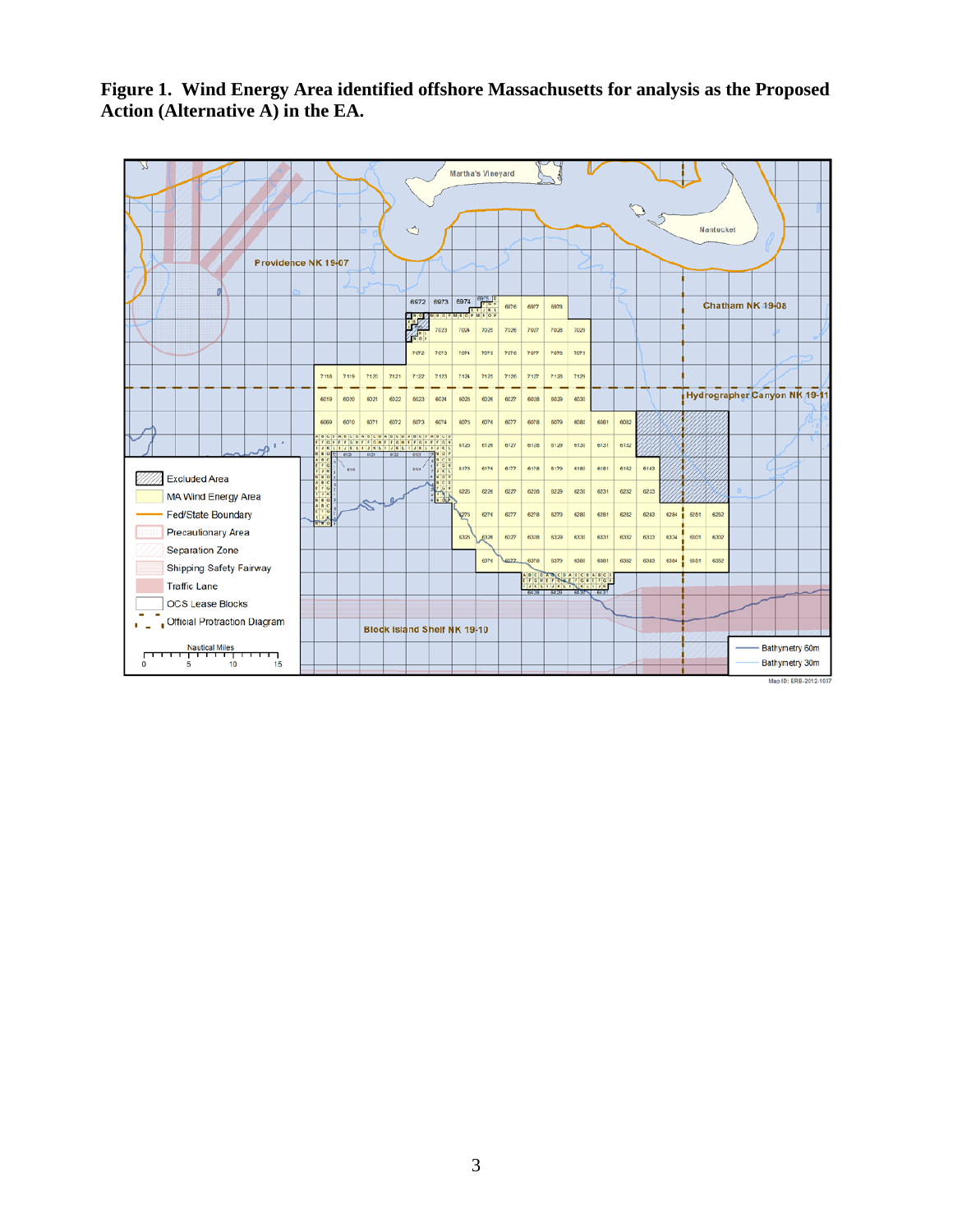**Figure 1. Wind Energy Area identified offshore Massachusetts for analysis as the Proposed Action (Alternative A) in the EA.**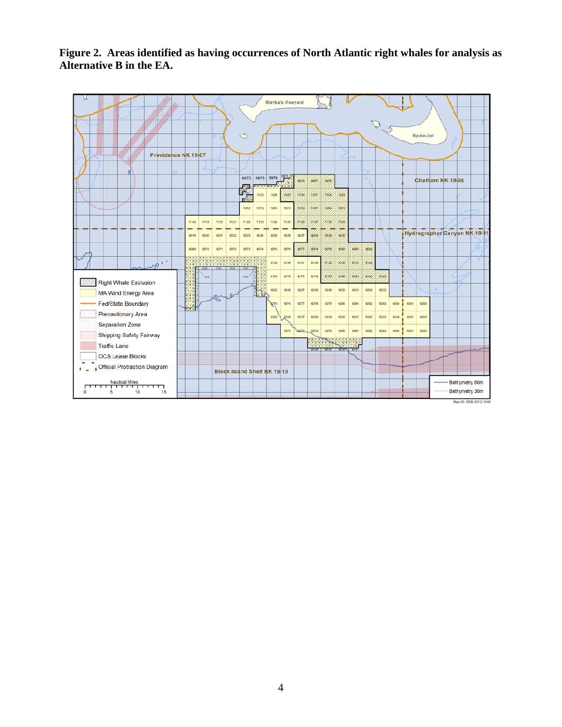**Figure 2. Areas identified as having occurrences of North Atlantic right whales for analysis as Alternative B in the EA.**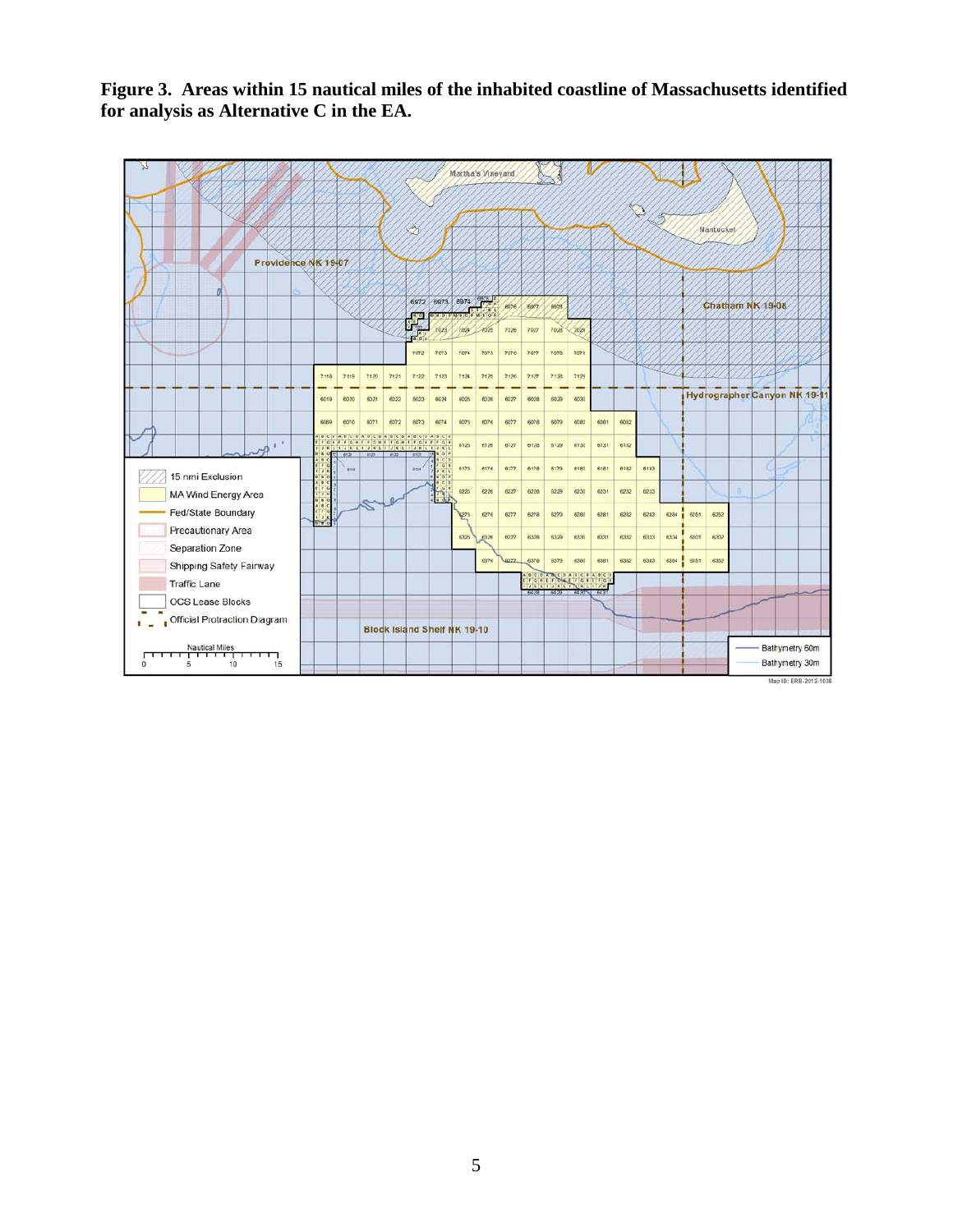**Figure 3. Areas within 15 nautical miles of the inhabited coastline of Massachusetts identified for analysis as Alternative C in the EA.**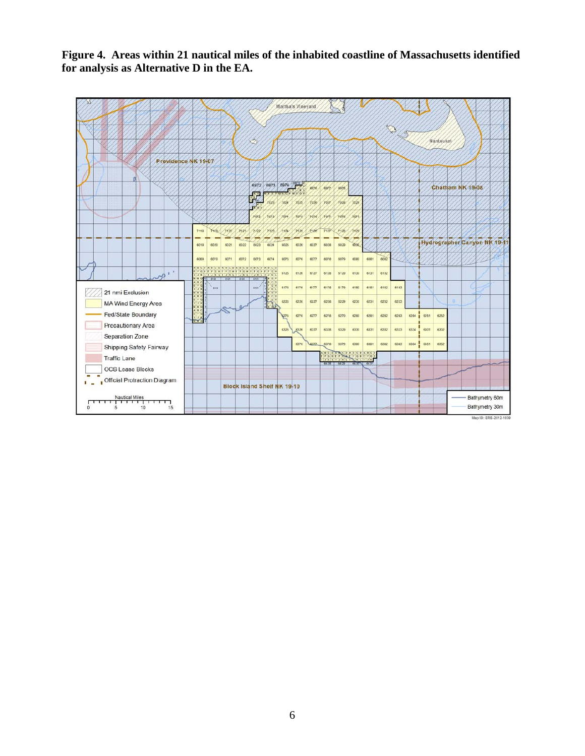**Figure 4. Areas within 21 nautical miles of the inhabited coastline of Massachusetts identified for analysis as Alternative D in the EA.**

Martha's Vineyard

Nantucket

Providence NK 19-07

Chatham NK 19-08

Hydrographer Canyon NK 19-11

Block Island Shelf NK 19-10

21 nmi Exclusion

MA Wind Energy Area

Fed/State Boundary

Precautionary Area

Separation Zone

Shipping Safety Fairway

Traffic Lane

OCS Lease Blocks

Official Protraction Diagram

Nautical Miles

0 5 10 15

Bathymetry 60m

Bathymetry 30m

Map ID: ERB-2012-1039